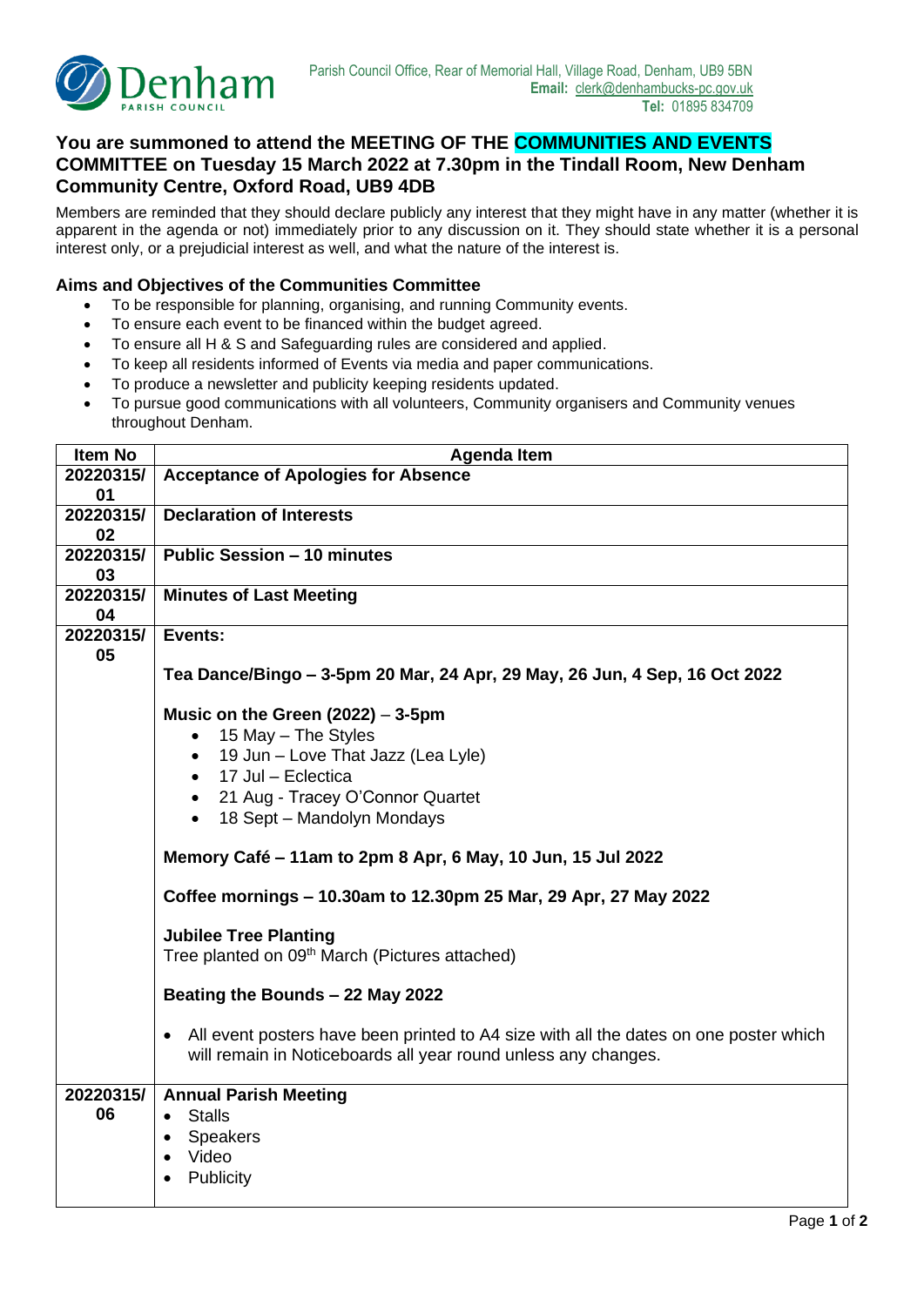Denham
PARISH COUNCIL

Parish Council Office, Rear of Memorial Hall, Village Road, Denham, UB9 5BN
**Email:** clerk@denhambucks-pc.gov.uk
**Tel:** 01895 834709

## You are summoned to attend the MEETING OF THE COMMUNITIES AND EVENTS COMMITTEE on Tuesday 15 March 2022 at 7.30pm in the Tindall Room, New Denham Community Centre, Oxford Road, UB9 4DB

Members are reminded that they should declare publicly any interest that they might have in any matter (whether it is apparent in the agenda or not) immediately prior to any discussion on it. They should state whether it is a personal interest only, or a prejudicial interest as well, and what the nature of the interest is.

### Aims and Objectives of the Communities Committee

- To be responsible for planning, organising, and running Community events.
- To ensure each event to be financed within the budget agreed.
- To ensure all H & S and Safeguarding rules are considered and applied.
- To keep all residents informed of Events via media and paper communications.
- To produce a newsletter and publicity keeping residents updated.
- To pursue good communications with all volunteers, Community organisers and Community venues throughout Denham.

| Item No | Agenda Item |
|---|---|
| **20220315/01** | **Acceptance of Apologies for Absence** |
| **20220315/02** | **Declaration of Interests** |
| **20220315/03** | **Public Session – 10 minutes** |
| **20220315/04** | **Minutes of Last Meeting** |
| **20220315/05** | **Events:**<br><br>**Tea Dance/Bingo – 3-5pm 20 Mar, 24 Apr, 29 May, 26 Jun, 4 Sep, 16 Oct 2022**<br><br>**Music on the Green (2022)** – **3-5pm**<br>• 15 May – The Styles<br>• 19 Jun – Love That Jazz (Lea Lyle)<br>• 17 Jul – Eclectica<br>• 21 Aug - Tracey O'Connor Quartet<br>• 18 Sept – Mandolyn Mondays<br><br>**Memory Café – 11am to 2pm 8 Apr, 6 May, 10 Jun, 15 Jul 2022**<br><br>**Coffee mornings – 10.30am to 12.30pm 25 Mar, 29 Apr, 27 May 2022**<br><br>**Jubilee Tree Planting**<br>Tree planted on 09th March (Pictures attached)<br><br>**Beating the Bounds – 22 May 2022**<br><br>• All event posters have been printed to A4 size with all the dates on one poster which will remain in Noticeboards all year round unless any changes. |
| **20220315/06** | **Annual Parish Meeting**<br>• Stalls<br>• Speakers<br>• Video<br>• Publicity |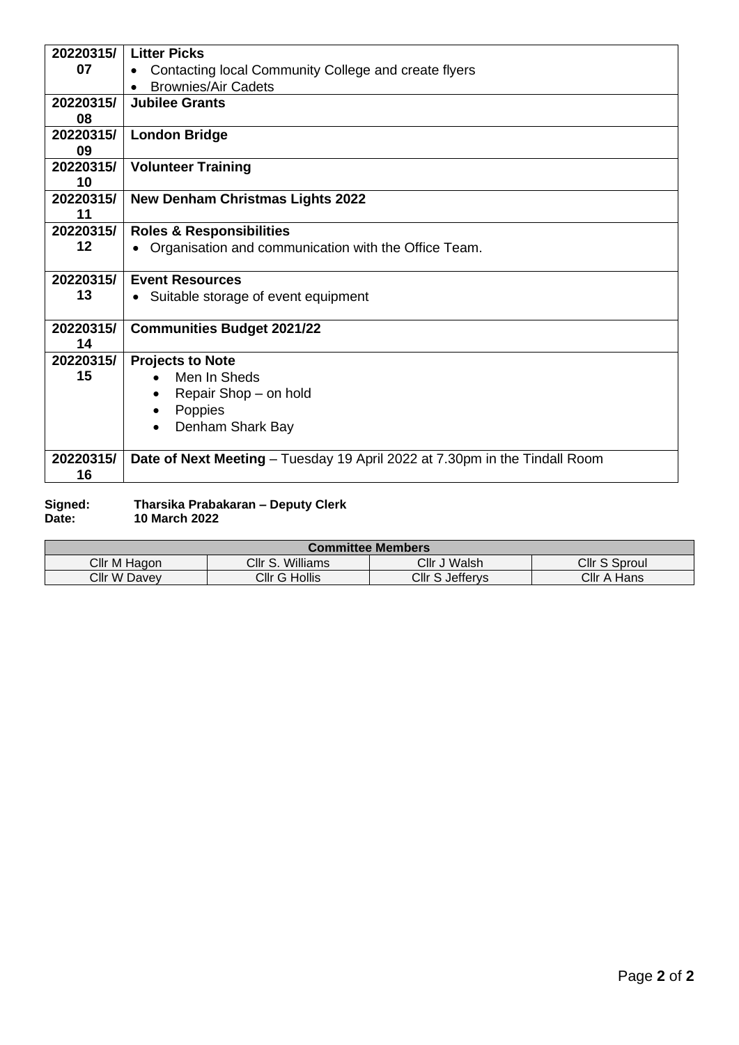| | |
|---|---|
| 20220315/07 | **Litter Picks**<br>• Contacting local Community College and create flyers<br>• Brownies/Air Cadets |
| 20220315/08 | **Jubilee Grants** |
| 20220315/09 | **London Bridge** |
| 20220315/10 | **Volunteer Training** |
| 20220315/11 | **New Denham Christmas Lights 2022** |
| 20220315/12 | **Roles & Responsibilities**<br>• Organisation and communication with the Office Team. |
| 20220315/13 | **Event Resources**<br>• Suitable storage of event equipment |
| 20220315/14 | **Communities Budget 2021/22** |
| 20220315/15 | **Projects to Note**<br>• Men In Sheds<br>• Repair Shop – on hold<br>• Poppies<br>• Denham Shark Bay |
| 20220315/16 | **Date of Next Meeting** – Tuesday 19 April 2022 at 7.30pm in the Tindall Room |

**Signed:** **Tharsika Prabakaran – Deputy Clerk**
**Date:** **10 March 2022**

| **Committee Members** | | | |
|---|---|---|---|
| Cllr M Hagon | Cllr S. Williams | Cllr J Walsh | Cllr S Sproul |
| Cllr W Davey | Cllr G Hollis | Cllr S Jefferys | Cllr A Hans |